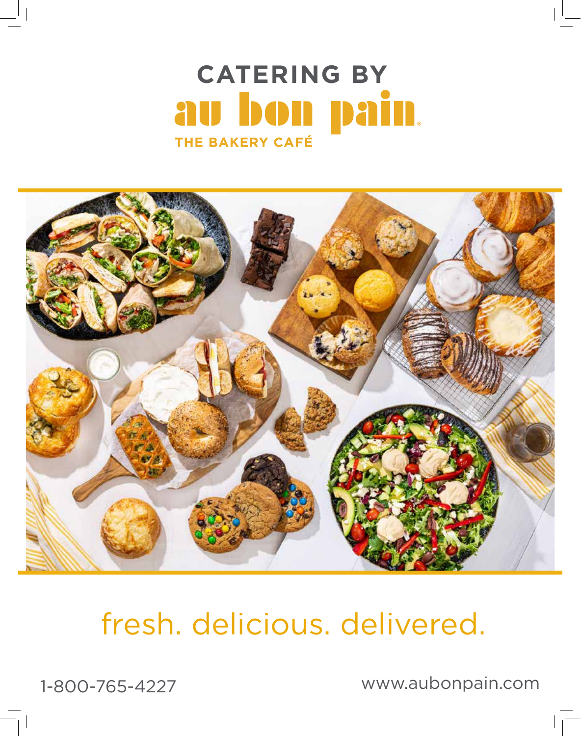# CATERING BY au bon pain

THE BAKERY CAFÉ

fresh. delicious. delivered.

1-800-765-4227

www.aubonpain.com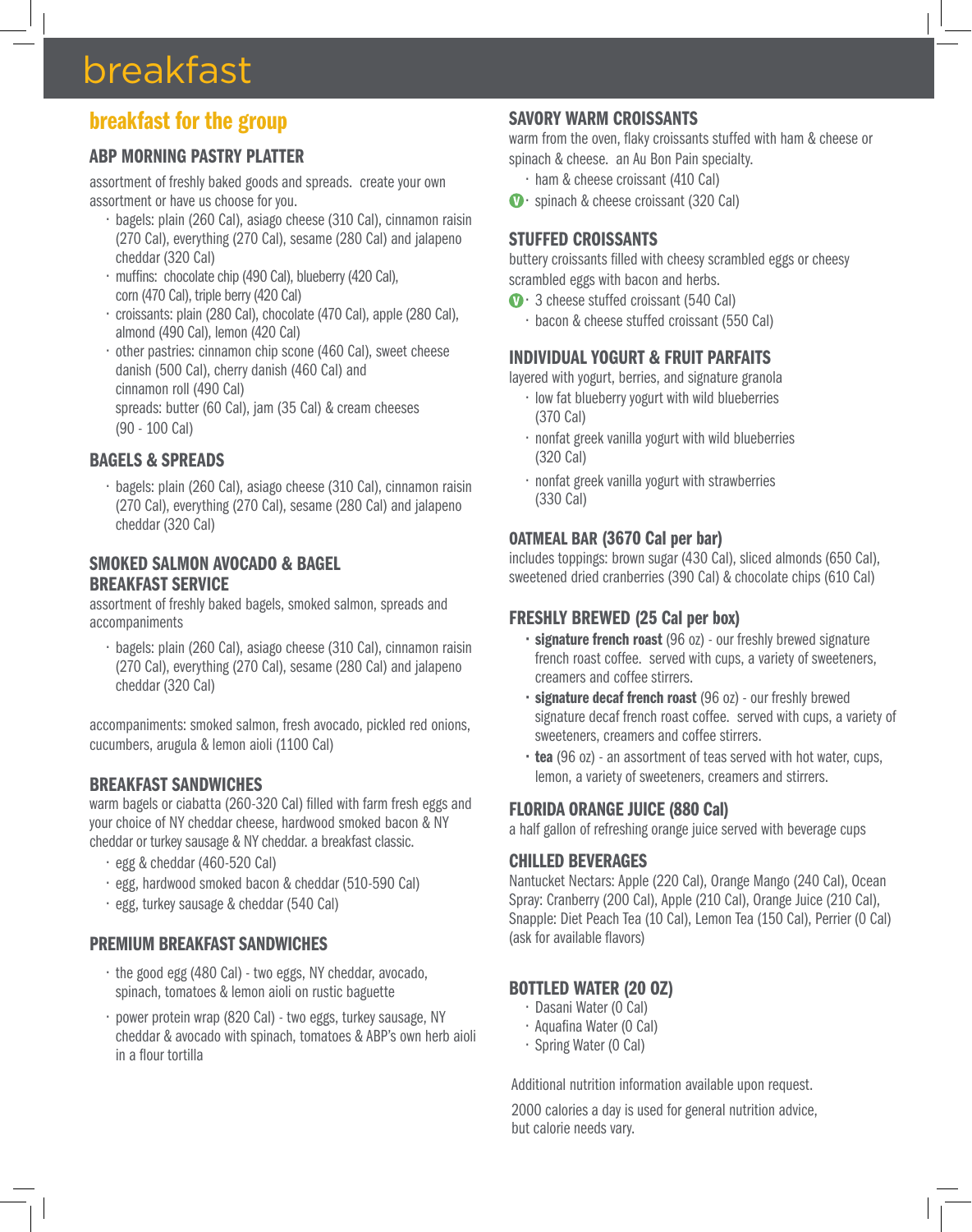# breakfast

## breakfast for the group

### ABP MORNING PASTRY PLATTER

assortment of freshly baked goods and spreads. create your own assortment or have us choose for you.

- bagels: plain (260 Cal), asiago cheese (310 Cal), cinnamon raisin (270 Cal), everything (270 Cal), sesame (280 Cal) and jalapeno cheddar (320 Cal)
- muffins: chocolate chip (490 Cal), blueberry (420 Cal), corn (470 Cal), triple berry (420 Cal)
- croissants: plain (280 Cal), chocolate (470 Cal), apple (280 Cal), almond (490 Cal), lemon (420 Cal)
- other pastries: cinnamon chip scone (460 Cal), sweet cheese danish (500 Cal), cherry danish (460 Cal) and cinnamon roll (490 Cal)
  spreads: butter (60 Cal), jam (35 Cal) & cream cheeses (90 - 100 Cal)

### BAGELS & SPREADS

- bagels: plain (260 Cal), asiago cheese (310 Cal), cinnamon raisin (270 Cal), everything (270 Cal), sesame (280 Cal) and jalapeno cheddar (320 Cal)

### SMOKED SALMON AVOCADO & BAGEL BREAKFAST SERVICE

assortment of freshly baked bagels, smoked salmon, spreads and accompaniments

- bagels: plain (260 Cal), asiago cheese (310 Cal), cinnamon raisin (270 Cal), everything (270 Cal), sesame (280 Cal) and jalapeno cheddar (320 Cal)

accompaniments: smoked salmon, fresh avocado, pickled red onions, cucumbers, arugula & lemon aioli (1100 Cal)

### BREAKFAST SANDWICHES

warm bagels or ciabatta (260-320 Cal) filled with farm fresh eggs and your choice of NY cheddar cheese, hardwood smoked bacon & NY cheddar or turkey sausage & NY cheddar. a breakfast classic.

- egg & cheddar (460-520 Cal)
- egg, hardwood smoked bacon & cheddar (510-590 Cal)
- egg, turkey sausage & cheddar (540 Cal)

### PREMIUM BREAKFAST SANDWICHES

- the good egg (480 Cal) - two eggs, NY cheddar, avocado, spinach, tomatoes & lemon aioli on rustic baguette
- power protein wrap (820 Cal) - two eggs, turkey sausage, NY cheddar & avocado with spinach, tomatoes & ABP's own herb aioli in a flour tortilla

### SAVORY WARM CROISSANTS

warm from the oven, flaky croissants stuffed with ham & cheese or spinach & cheese. an Au Bon Pain specialty.

- ham & cheese croissant (410 Cal)
- (V) spinach & cheese croissant (320 Cal)

### STUFFED CROISSANTS

buttery croissants filled with cheesy scrambled eggs or cheesy scrambled eggs with bacon and herbs.

- (V) 3 cheese stuffed croissant (540 Cal)
- bacon & cheese stuffed croissant (550 Cal)

### INDIVIDUAL YOGURT & FRUIT PARFAITS

layered with yogurt, berries, and signature granola

- low fat blueberry yogurt with wild blueberries (370 Cal)
- nonfat greek vanilla yogurt with wild blueberries (320 Cal)
- nonfat greek vanilla yogurt with strawberries (330 Cal)

### OATMEAL BAR (3670 Cal per bar)

includes toppings: brown sugar (430 Cal), sliced almonds (650 Cal), sweetened dried cranberries (390 Cal) & chocolate chips (610 Cal)

### FRESHLY BREWED (25 Cal per box)

- **signature french roast** (96 oz) - our freshly brewed signature french roast coffee. served with cups, a variety of sweeteners, creamers and coffee stirrers.
- **signature decaf french roast** (96 oz) - our freshly brewed signature decaf french roast coffee. served with cups, a variety of sweeteners, creamers and coffee stirrers.
- **tea** (96 oz) - an assortment of teas served with hot water, cups, lemon, a variety of sweeteners, creamers and stirrers.

### FLORIDA ORANGE JUICE (880 Cal)

a half gallon of refreshing orange juice served with beverage cups

### CHILLED BEVERAGES

Nantucket Nectars: Apple (220 Cal), Orange Mango (240 Cal), Ocean Spray: Cranberry (200 Cal), Apple (210 Cal), Orange Juice (210 Cal), Snapple: Diet Peach Tea (10 Cal), Lemon Tea (150 Cal), Perrier (0 Cal) (ask for available flavors)

### BOTTLED WATER (20 OZ)

- Dasani Water (0 Cal)
- Aquafina Water (0 Cal)
- Spring Water (0 Cal)

Additional nutrition information available upon request.

2000 calories a day is used for general nutrition advice, but calorie needs vary.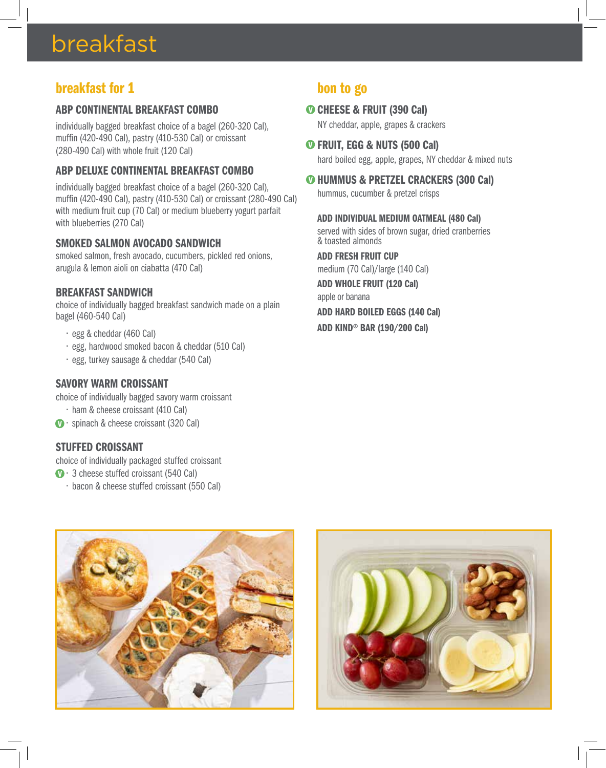# breakfast

## breakfast for 1

### ABP CONTINENTAL BREAKFAST COMBO

individually bagged breakfast choice of a bagel (260-320 Cal), muffin (420-490 Cal), pastry (410-530 Cal) or croissant (280-490 Cal) with whole fruit (120 Cal)

### ABP DELUXE CONTINENTAL BREAKFAST COMBO

individually bagged breakfast choice of a bagel (260-320 Cal), muffin (420-490 Cal), pastry (410-530 Cal) or croissant (280-490 Cal) with medium fruit cup (70 Cal) or medium blueberry yogurt parfait with blueberries (270 Cal)

### SMOKED SALMON AVOCADO SANDWICH

smoked salmon, fresh avocado, cucumbers, pickled red onions, arugula & lemon aioli on ciabatta (470 Cal)

### BREAKFAST SANDWICH

choice of individually bagged breakfast sandwich made on a plain bagel (460-540 Cal)

- egg & cheddar (460 Cal)
- egg, hardwood smoked bacon & cheddar (510 Cal)
- egg, turkey sausage & cheddar (540 Cal)

### SAVORY WARM CROISSANT

choice of individually bagged savory warm croissant

- ham & cheese croissant (410 Cal)
- (V) spinach & cheese croissant (320 Cal)

### STUFFED CROISSANT

choice of individually packaged stuffed croissant

- (V) 3 cheese stuffed croissant (540 Cal)
- bacon & cheese stuffed croissant (550 Cal)

## bon to go

### (V) CHEESE & FRUIT (390 Cal)

NY cheddar, apple, grapes & crackers

### (V) FRUIT, EGG & NUTS (500 Cal)

hard boiled egg, apple, grapes, NY cheddar & mixed nuts

### (V) HUMMUS & PRETZEL CRACKERS (300 Cal)

hummus, cucumber & pretzel crisps

**ADD INDIVIDUAL MEDIUM OATMEAL (480 Cal)**
served with sides of brown sugar, dried cranberries & toasted almonds

**ADD FRESH FRUIT CUP**
medium (70 Cal)/large (140 Cal)

**ADD WHOLE FRUIT (120 Cal)**
apple or banana

**ADD HARD BOILED EGGS (140 Cal)**

**ADD KIND® BAR (190/200 Cal)**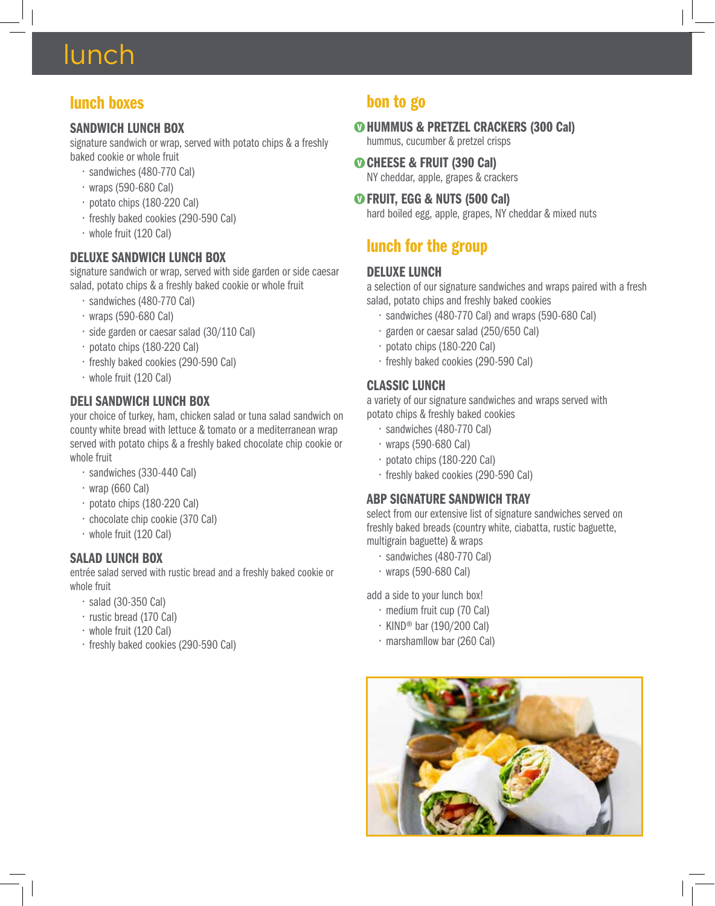# lunch

## lunch boxes

### SANDWICH LUNCH BOX

signature sandwich or wrap, served with potato chips & a freshly baked cookie or whole fruit

- sandwiches (480-770 Cal)
- wraps (590-680 Cal)
- potato chips (180-220 Cal)
- freshly baked cookies (290-590 Cal)
- whole fruit (120 Cal)

### DELUXE SANDWICH LUNCH BOX

signature sandwich or wrap, served with side garden or side caesar salad, potato chips & a freshly baked cookie or whole fruit

- sandwiches (480-770 Cal)
- wraps (590-680 Cal)
- side garden or caesar salad (30/110 Cal)
- potato chips (180-220 Cal)
- freshly baked cookies (290-590 Cal)
- whole fruit (120 Cal)

### DELI SANDWICH LUNCH BOX

your choice of turkey, ham, chicken salad or tuna salad sandwich on county white bread with lettuce & tomato or a mediterranean wrap served with potato chips & a freshly baked chocolate chip cookie or whole fruit

- sandwiches (330-440 Cal)
- wrap (660 Cal)
- potato chips (180-220 Cal)
- chocolate chip cookie (370 Cal)
- whole fruit (120 Cal)

### SALAD LUNCH BOX

entrée salad served with rustic bread and a freshly baked cookie or whole fruit

- salad (30-350 Cal)
- rustic bread (170 Cal)
- whole fruit (120 Cal)
- freshly baked cookies (290-590 Cal)

## bon to go

### (V) HUMMUS & PRETZEL CRACKERS (300 Cal)

hummus, cucumber & pretzel crisps

### (V) CHEESE & FRUIT (390 Cal)

NY cheddar, apple, grapes & crackers

### (V) FRUIT, EGG & NUTS (500 Cal)

hard boiled egg, apple, grapes, NY cheddar & mixed nuts

## lunch for the group

### DELUXE LUNCH

a selection of our signature sandwiches and wraps paired with a fresh salad, potato chips and freshly baked cookies

- sandwiches (480-770 Cal) and wraps (590-680 Cal)
- garden or caesar salad (250/650 Cal)
- potato chips (180-220 Cal)
- freshly baked cookies (290-590 Cal)

### CLASSIC LUNCH

a variety of our signature sandwiches and wraps served with potato chips & freshly baked cookies

- sandwiches (480-770 Cal)
- wraps (590-680 Cal)
- potato chips (180-220 Cal)
- freshly baked cookies (290-590 Cal)

### ABP SIGNATURE SANDWICH TRAY

select from our extensive list of signature sandwiches served on freshly baked breads (country white, ciabatta, rustic baguette, multigrain baguette) & wraps

- sandwiches (480-770 Cal)
- wraps (590-680 Cal)

add a side to your lunch box!

- medium fruit cup (70 Cal)
- KIND® bar (190/200 Cal)
- marshamllow bar (260 Cal)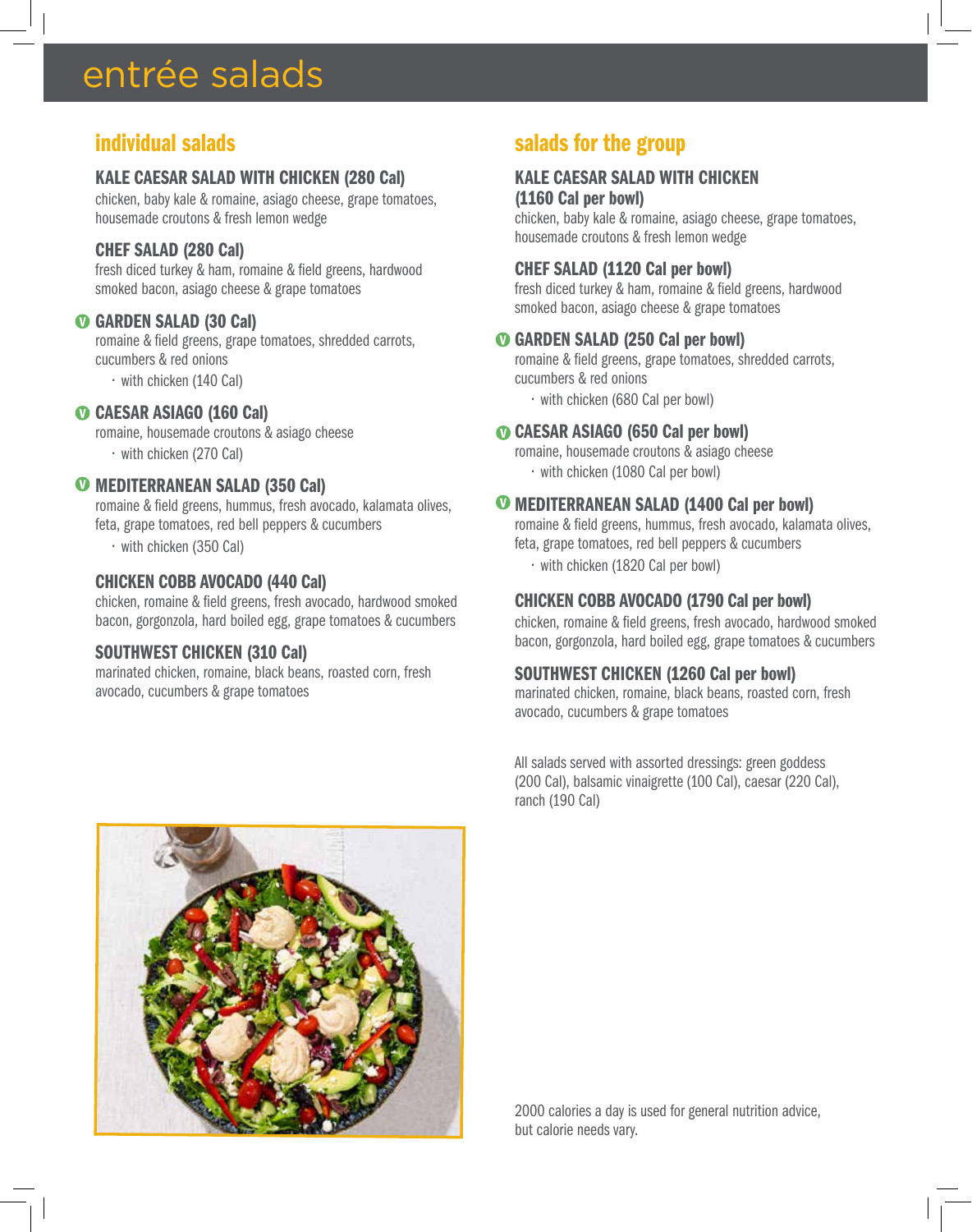# entrée salads

## individual salads

### KALE CAESAR SALAD WITH CHICKEN (280 Cal)

chicken, baby kale & romaine, asiago cheese, grape tomatoes, housemade croutons & fresh lemon wedge

### CHEF SALAD (280 Cal)

fresh diced turkey & ham, romaine & field greens, hardwood smoked bacon, asiago cheese & grape tomatoes

### V GARDEN SALAD (30 Cal)

romaine & field greens, grape tomatoes, shredded carrots, cucumbers & red onions

- with chicken (140 Cal)

### V CAESAR ASIAGO (160 Cal)

romaine, housemade croutons & asiago cheese

- with chicken (270 Cal)

### V MEDITERRANEAN SALAD (350 Cal)

romaine & field greens, hummus, fresh avocado, kalamata olives, feta, grape tomatoes, red bell peppers & cucumbers

- with chicken (350 Cal)

### CHICKEN COBB AVOCADO (440 Cal)

chicken, romaine & field greens, fresh avocado, hardwood smoked bacon, gorgonzola, hard boiled egg, grape tomatoes & cucumbers

### SOUTHWEST CHICKEN (310 Cal)

marinated chicken, romaine, black beans, roasted corn, fresh avocado, cucumbers & grape tomatoes

## salads for the group

### KALE CAESAR SALAD WITH CHICKEN (1160 Cal per bowl)

chicken, baby kale & romaine, asiago cheese, grape tomatoes, housemade croutons & fresh lemon wedge

### CHEF SALAD (1120 Cal per bowl)

fresh diced turkey & ham, romaine & field greens, hardwood smoked bacon, asiago cheese & grape tomatoes

### V GARDEN SALAD (250 Cal per bowl)

romaine & field greens, grape tomatoes, shredded carrots, cucumbers & red onions

- with chicken (680 Cal per bowl)

### V CAESAR ASIAGO (650 Cal per bowl)

romaine, housemade croutons & asiago cheese

- with chicken (1080 Cal per bowl)

### V MEDITERRANEAN SALAD (1400 Cal per bowl)

romaine & field greens, hummus, fresh avocado, kalamata olives, feta, grape tomatoes, red bell peppers & cucumbers

- with chicken (1820 Cal per bowl)

### CHICKEN COBB AVOCADO (1790 Cal per bowl)

chicken, romaine & field greens, fresh avocado, hardwood smoked bacon, gorgonzola, hard boiled egg, grape tomatoes & cucumbers

### SOUTHWEST CHICKEN (1260 Cal per bowl)

marinated chicken, romaine, black beans, roasted corn, fresh avocado, cucumbers & grape tomatoes

All salads served with assorted dressings: green goddess (200 Cal), balsamic vinaigrette (100 Cal), caesar (220 Cal), ranch (190 Cal)

2000 calories a day is used for general nutrition advice, but calorie needs vary.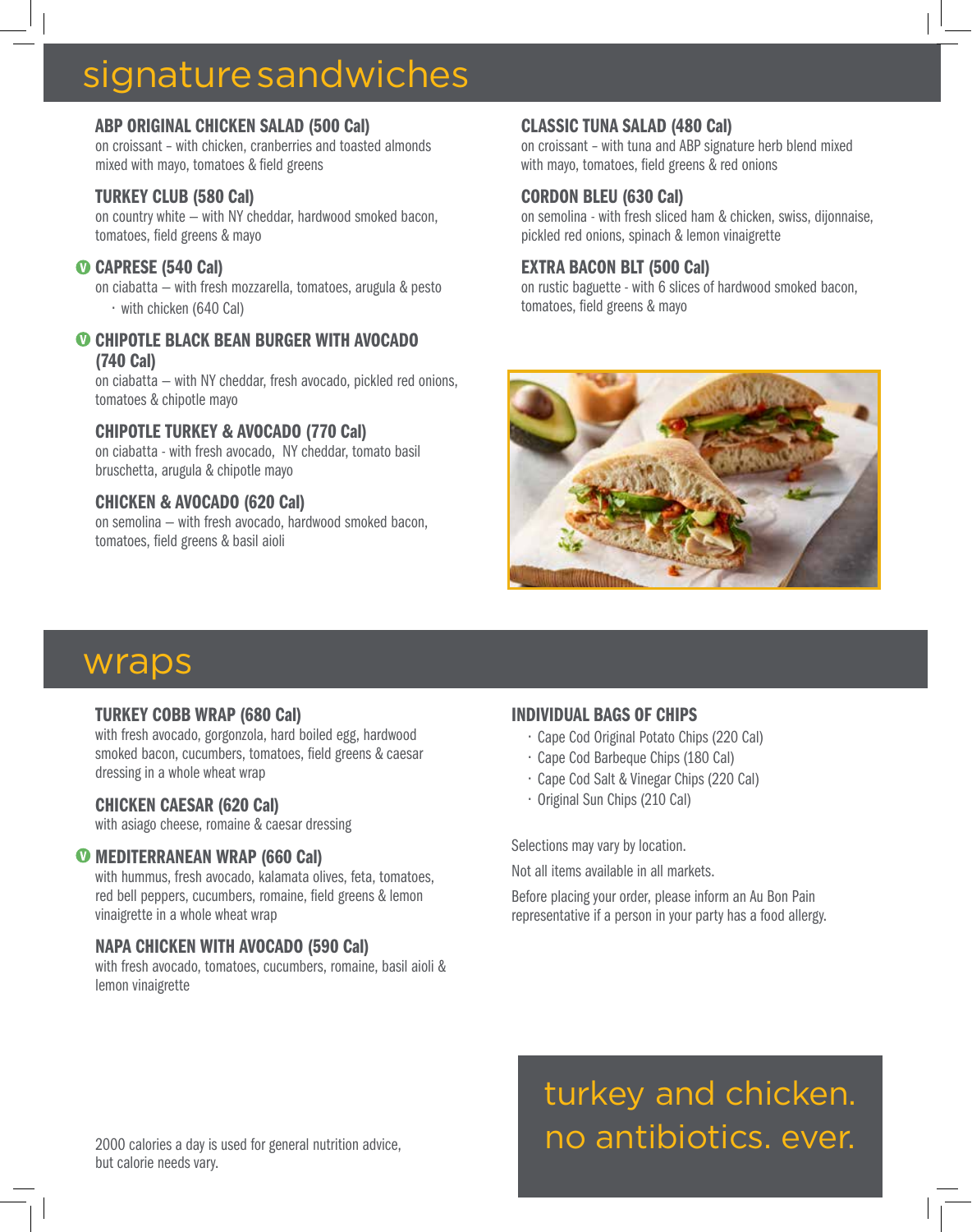# signature sandwiches

### ABP ORIGINAL CHICKEN SALAD (500 Cal)

on croissant – with chicken, cranberries and toasted almonds mixed with mayo, tomatoes & field greens

### TURKEY CLUB (580 Cal)

on country white – with NY cheddar, hardwood smoked bacon, tomatoes, field greens & mayo

### V CAPRESE (540 Cal)

on ciabatta – with fresh mozzarella, tomatoes, arugula & pesto

- with chicken (640 Cal)

### V CHIPOTLE BLACK BEAN BURGER WITH AVOCADO (740 Cal)

on ciabatta – with NY cheddar, fresh avocado, pickled red onions, tomatoes & chipotle mayo

### CHIPOTLE TURKEY & AVOCADO (770 Cal)

on ciabatta - with fresh avocado, NY cheddar, tomato basil bruschetta, arugula & chipotle mayo

### CHICKEN & AVOCADO (620 Cal)

on semolina – with fresh avocado, hardwood smoked bacon, tomatoes, field greens & basil aioli

### CLASSIC TUNA SALAD (480 Cal)

on croissant – with tuna and ABP signature herb blend mixed with mayo, tomatoes, field greens & red onions

### CORDON BLEU (630 Cal)

on semolina - with fresh sliced ham & chicken, swiss, dijonnaise, pickled red onions, spinach & lemon vinaigrette

### EXTRA BACON BLT (500 Cal)

on rustic baguette - with 6 slices of hardwood smoked bacon, tomatoes, field greens & mayo

# wraps

### TURKEY COBB WRAP (680 Cal)

with fresh avocado, gorgonzola, hard boiled egg, hardwood smoked bacon, cucumbers, tomatoes, field greens & caesar dressing in a whole wheat wrap

### CHICKEN CAESAR (620 Cal)

with asiago cheese, romaine & caesar dressing

### V MEDITERRANEAN WRAP (660 Cal)

with hummus, fresh avocado, kalamata olives, feta, tomatoes, red bell peppers, cucumbers, romaine, field greens & lemon vinaigrette in a whole wheat wrap

### NAPA CHICKEN WITH AVOCADO (590 Cal)

with fresh avocado, tomatoes, cucumbers, romaine, basil aioli & lemon vinaigrette

### INDIVIDUAL BAGS OF CHIPS

- Cape Cod Original Potato Chips (220 Cal)
- Cape Cod Barbeque Chips (180 Cal)
- Cape Cod Salt & Vinegar Chips (220 Cal)
- Original Sun Chips (210 Cal)

Selections may vary by location.

Not all items available in all markets.

Before placing your order, please inform an Au Bon Pain representative if a person in your party has a food allergy.

2000 calories a day is used for general nutrition advice, but calorie needs vary.

turkey and chicken. no antibiotics. ever.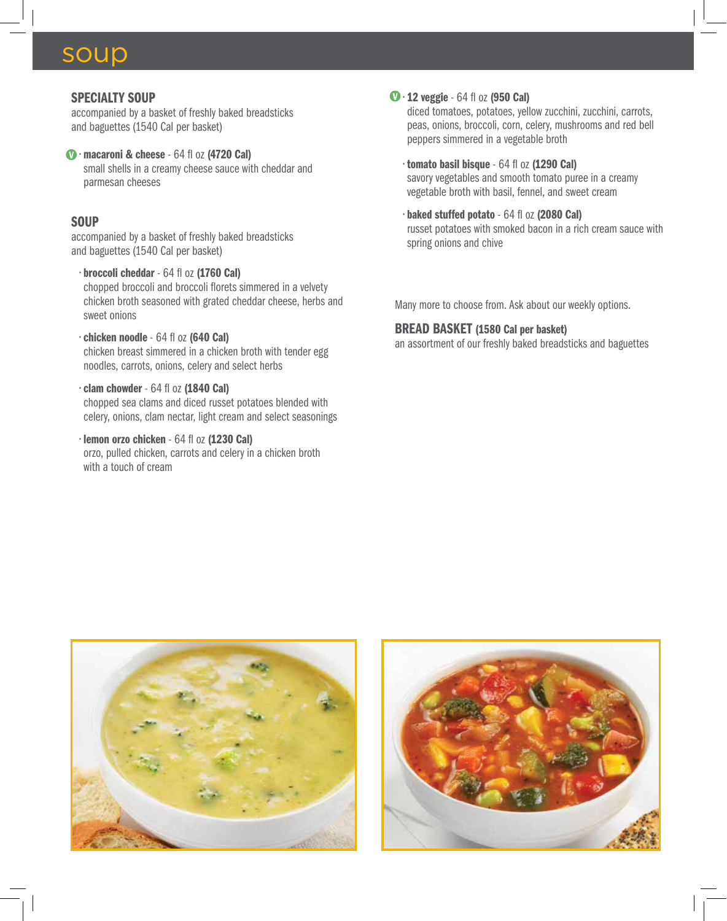# soup

## SPECIALTY SOUP

accompanied by a basket of freshly baked breadsticks and baguettes (1540 Cal per basket)

- (V) **macaroni & cheese** - 64 fl oz **(4720 Cal)**
  small shells in a creamy cheese sauce with cheddar and parmesan cheeses

## SOUP

accompanied by a basket of freshly baked breadsticks and baguettes (1540 Cal per basket)

- **broccoli cheddar** - 64 fl oz **(1760 Cal)**
  chopped broccoli and broccoli florets simmered in a velvety chicken broth seasoned with grated cheddar cheese, herbs and sweet onions
- **chicken noodle** - 64 fl oz **(640 Cal)**
  chicken breast simmered in a chicken broth with tender egg noodles, carrots, onions, celery and select herbs
- **clam chowder** - 64 fl oz **(1840 Cal)**
  chopped sea clams and diced russet potatoes blended with celery, onions, clam nectar, light cream and select seasonings
- **lemon orzo chicken** - 64 fl oz **(1230 Cal)**
  orzo, pulled chicken, carrots and celery in a chicken broth with a touch of cream
- (V) **12 veggie** - 64 fl oz **(950 Cal)**
  diced tomatoes, potatoes, yellow zucchini, zucchini, carrots, peas, onions, broccoli, corn, celery, mushrooms and red bell peppers simmered in a vegetable broth
- **tomato basil bisque** - 64 fl oz **(1290 Cal)**
  savory vegetables and smooth tomato puree in a creamy vegetable broth with basil, fennel, and sweet cream
- **baked stuffed potato** - 64 fl oz **(2080 Cal)**
  russet potatoes with smoked bacon in a rich cream sauce with spring onions and chive

Many more to choose from. Ask about our weekly options.

## BREAD BASKET (1580 Cal per basket)

an assortment of our freshly baked breadsticks and baguettes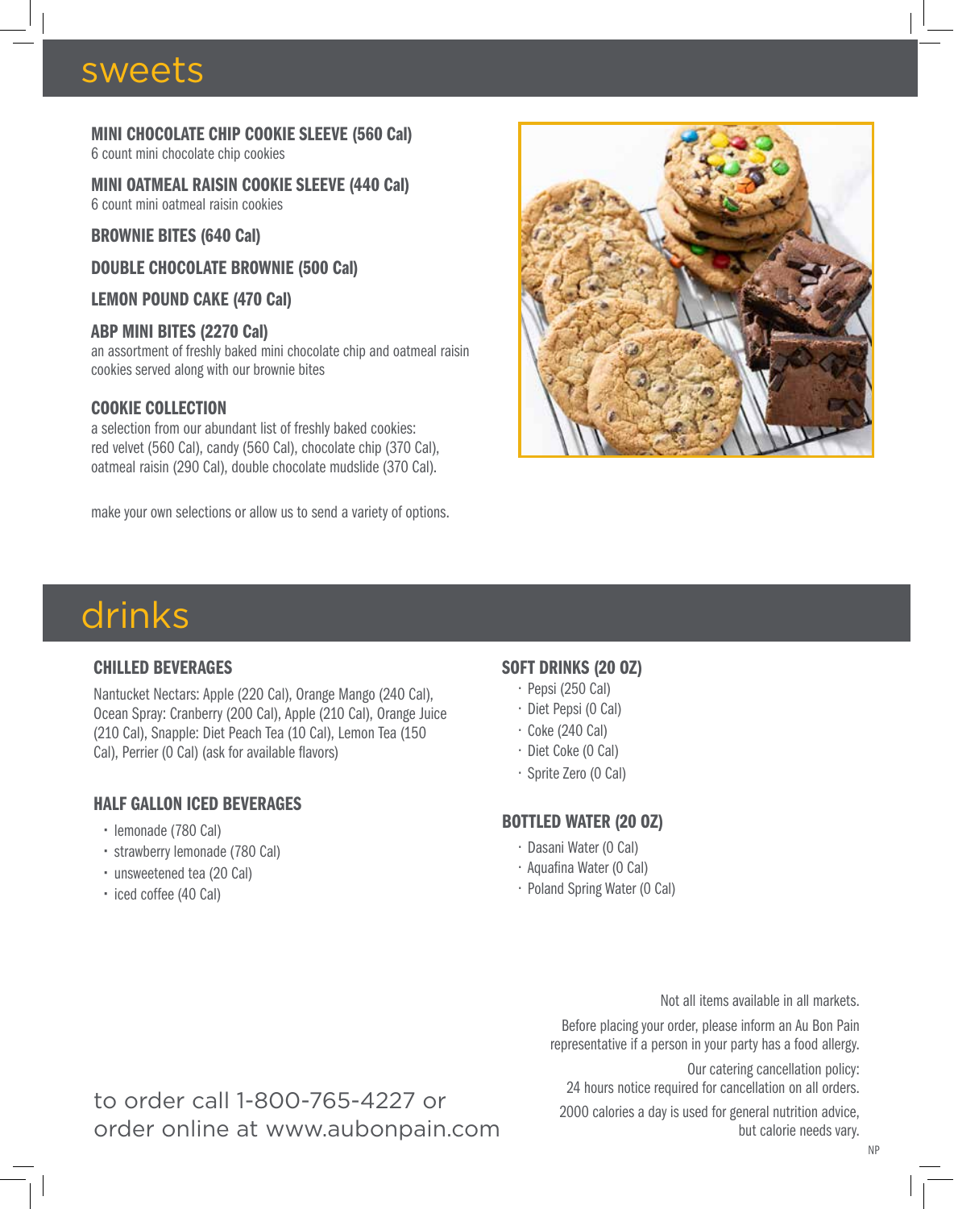# sweets

### MINI CHOCOLATE CHIP COOKIE SLEEVE (560 Cal)
6 count mini chocolate chip cookies

### MINI OATMEAL RAISIN COOKIE SLEEVE (440 Cal)
6 count mini oatmeal raisin cookies

### BROWNIE BITES (640 Cal)

### DOUBLE CHOCOLATE BROWNIE (500 Cal)

### LEMON POUND CAKE (470 Cal)

### ABP MINI BITES (2270 Cal)
an assortment of freshly baked mini chocolate chip and oatmeal raisin cookies served along with our brownie bites

### COOKIE COLLECTION
a selection from our abundant list of freshly baked cookies: red velvet (560 Cal), candy (560 Cal), chocolate chip (370 Cal), oatmeal raisin (290 Cal), double chocolate mudslide (370 Cal).

make your own selections or allow us to send a variety of options.

# drinks

### CHILLED BEVERAGES
Nantucket Nectars: Apple (220 Cal), Orange Mango (240 Cal), Ocean Spray: Cranberry (200 Cal), Apple (210 Cal), Orange Juice (210 Cal), Snapple: Diet Peach Tea (10 Cal), Lemon Tea (150 Cal), Perrier (0 Cal) (ask for available flavors)

### HALF GALLON ICED BEVERAGES
- lemonade (780 Cal)
- strawberry lemonade (780 Cal)
- unsweetened tea (20 Cal)
- iced coffee (40 Cal)

### SOFT DRINKS (20 OZ)
- Pepsi (250 Cal)
- Diet Pepsi (0 Cal)
- Coke (240 Cal)
- Diet Coke (0 Cal)
- Sprite Zero (0 Cal)

### BOTTLED WATER (20 OZ)
- Dasani Water (0 Cal)
- Aquafina Water (0 Cal)
- Poland Spring Water (0 Cal)

to order call 1-800-765-4227 or order online at www.aubonpain.com

Not all items available in all markets.

Before placing your order, please inform an Au Bon Pain representative if a person in your party has a food allergy.

Our catering cancellation policy:
24 hours notice required for cancellation on all orders.

2000 calories a day is used for general nutrition advice, but calorie needs vary.

NP